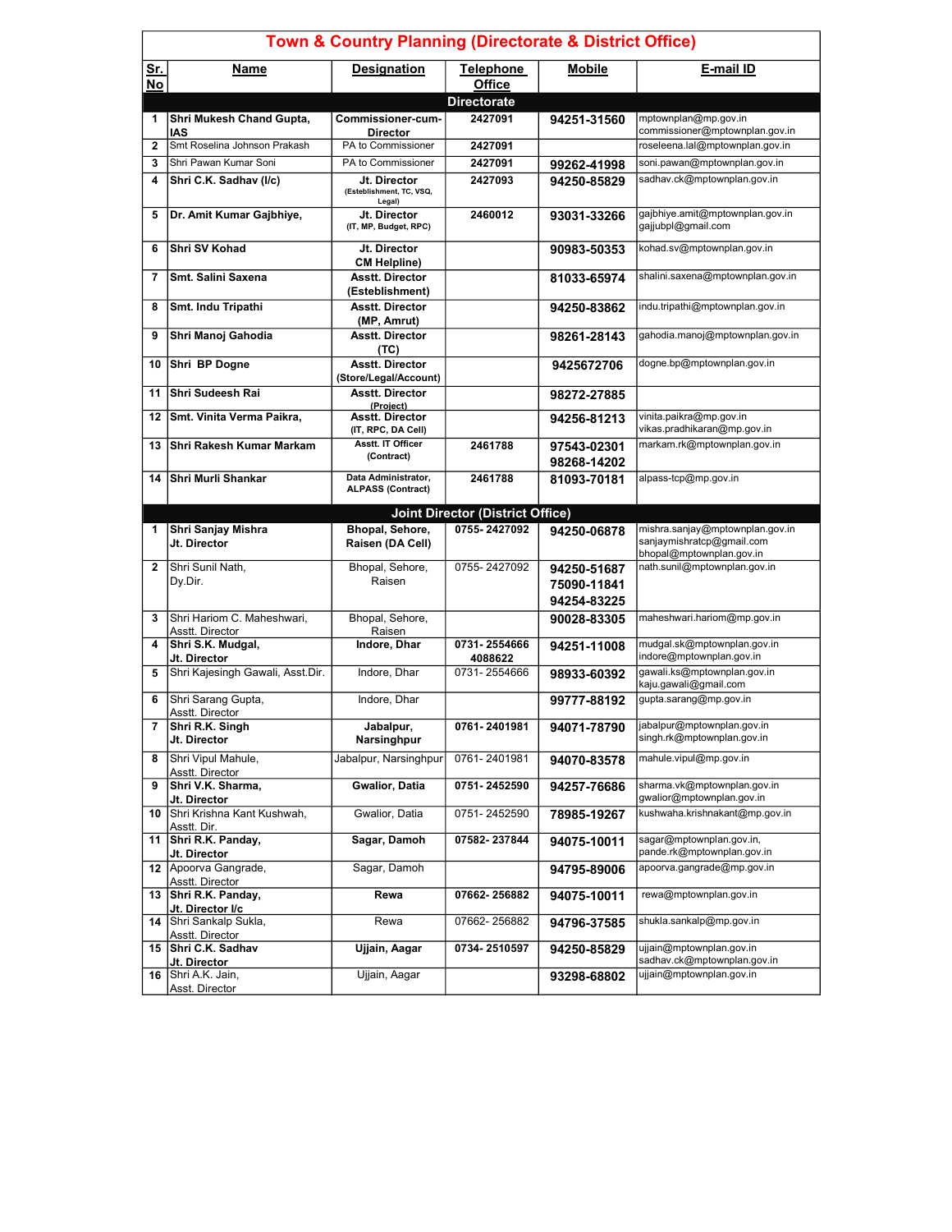# Town & Country Planning (Directorate & District Office)

| Sr. No | Name | Designation | Telephone Office | Mobile | E-mail ID |
|---|---|---|---|---|---|
| **Directorate** | | | | | |
| 1 | **Shri Mukesh Chand Gupta, IAS** | **Commissioner-cum-Director** | **2427091** | **94251-31560** | mptownplan@mp.gov.in commissioner@mptownplan.gov.in |
| 2 | Smt Roselina Johnson Prakash | PA to Commissioner | **2427091** | | roseleena.lal@mptownplan.gov.in |
| 3 | Shri Pawan Kumar Soni | PA to Commissioner | **2427091** | **99262-41998** | soni.pawan@mptownplan.gov.in |
| 4 | **Shri C.K. Sadhav (I/c)** | **Jt. Director** (Esteblishment, TC, VSQ, Legal) | **2427093** | **94250-85829** | sadhav.ck@mptownplan.gov.in |
| 5 | **Dr. Amit Kumar Gajbhiye,** | **Jt. Director** (IT, MP, Budget, RPC) | **2460012** | **93031-33266** | gajbhiye.amit@mptownplan.gov.in gajjubpl@gmail.com |
| 6 | **Shri SV Kohad** | **Jt. Director CM Helpline)** | | **90983-50353** | kohad.sv@mptownplan.gov.in |
| 7 | **Smt. Salini Saxena** | **Asstt. Director (Esteblishment)** | | **81033-65974** | shalini.saxena@mptownplan.gov.in |
| 8 | **Smt. Indu Tripathi** | **Asstt. Director (MP, Amrut)** | | **94250-83862** | indu.tripathi@mptownplan.gov.in |
| 9 | **Shri Manoj Gahodia** | **Asstt. Director (TC)** | | **98261-28143** | gahodia.manoj@mptownplan.gov.in |
| 10 | **Shri BP Dogne** | **Asstt. Director (Store/Legal/Account)** | | **9425672706** | dogne.bp@mptownplan.gov.in |
| 11 | **Shri Sudeesh Rai** | **Asstt. Director** (Project) | | **98272-27885** | |
| 12 | **Smt. Vinita Verma Paikra,** | **Asstt. Director** (IT, RPC, DA Cell) | | **94256-81213** | vinita.paikra@mp.gov.in vikas.pradhikaran@mp.gov.in |
| 13 | **Shri Rakesh Kumar Markam** | **Asstt. IT Officer** (Contract) | **2461788** | **97543-02301 98268-14202** | markam.rk@mptownplan.gov.in |
| 14 | **Shri Murli Shankar** | **Data Administrator, ALPASS (Contract)** | **2461788** | **81093-70181** | alpass-tcp@mp.gov.in |
| **Joint Director (District Office)** | | | | | |
| 1 | **Shri Sanjay Mishra Jt. Director** | **Bhopal, Sehore, Raisen (DA Cell)** | **0755- 2427092** | **94250-06878** | mishra.sanjay@mptownplan.gov.in sanjaymishratcp@gmail.com bhopal@mptownplan.gov.in |
| 2 | Shri Sunil Nath, Dy.Dir. | Bhopal, Sehore, Raisen | 0755- 2427092 | **94250-51687 75090-11841 94254-83225** | nath.sunil@mptownplan.gov.in |
| 3 | Shri Hariom C. Maheshwari, Asstt. Director | Bhopal, Sehore, Raisen | | **90028-83305** | maheshwari.hariom@mp.gov.in |
| 4 | **Shri S.K. Mudgal, Jt. Director** | **Indore, Dhar** | **0731- 2554666 4088622** | **94251-11008** | mudgal.sk@mptownplan.gov.in indore@mptownplan.gov.in |
| 5 | Shri Kajesingh Gawali, Asst.Dir. | Indore, Dhar | 0731- 2554666 | **98933-60392** | gawali.ks@mptownplan.gov.in kaju.gawali@gmail.com |
| 6 | Shri Sarang Gupta, Asstt. Director | Indore, Dhar | | **99777-88192** | gupta.sarang@mp.gov.in |
| 7 | **Shri R.K. Singh Jt. Director** | **Jabalpur, Narsinghpur** | **0761- 2401981** | **94071-78790** | jabalpur@mptownplan.gov.in singh.rk@mptownplan.gov.in |
| 8 | Shri Vipul Mahule, Asstt. Director | Jabalpur, Narsinghpur | 0761- 2401981 | **94070-83578** | mahule.vipul@mp.gov.in |
| 9 | **Shri V.K. Sharma, Jt. Director** | **Gwalior, Datia** | **0751- 2452590** | **94257-76686** | sharma.vk@mptownplan.gov.in gwalior@mptownplan.gov.in |
| 10 | Shri Krishna Kant Kushwah, Asstt. Dir. | Gwalior, Datia | 0751- 2452590 | **78985-19267** | kushwaha.krishnakant@mp.gov.in |
| 11 | **Shri R.K. Panday, Jt. Director** | **Sagar, Damoh** | **07582- 237844** | **94075-10011** | sagar@mptownplan.gov.in, pande.rk@mptownplan.gov.in |
| 12 | Apoorva Gangrade, Asstt. Director | Sagar, Damoh | | **94795-89006** | apoorva.gangrade@mp.gov.in |
| 13 | **Shri R.K. Panday, Jt. Director I/c** | **Rewa** | **07662- 256882** | **94075-10011** | rewa@mptownplan.gov.in |
| 14 | Shri Sankalp Sukla, Asstt. Director | Rewa | 07662- 256882 | **94796-37585** | shukla.sankalp@mp.gov.in |
| 15 | **Shri C.K. Sadhav Jt. Director** | **Ujjain, Aagar** | **0734- 2510597** | **94250-85829** | ujjain@mptownplan.gov.in sadhav.ck@mptownplan.gov.in |
| 16 | Shri A.K. Jain, Asst. Director | Ujjain, Aagar | | **93298-68802** | ujjain@mptownplan.gov.in |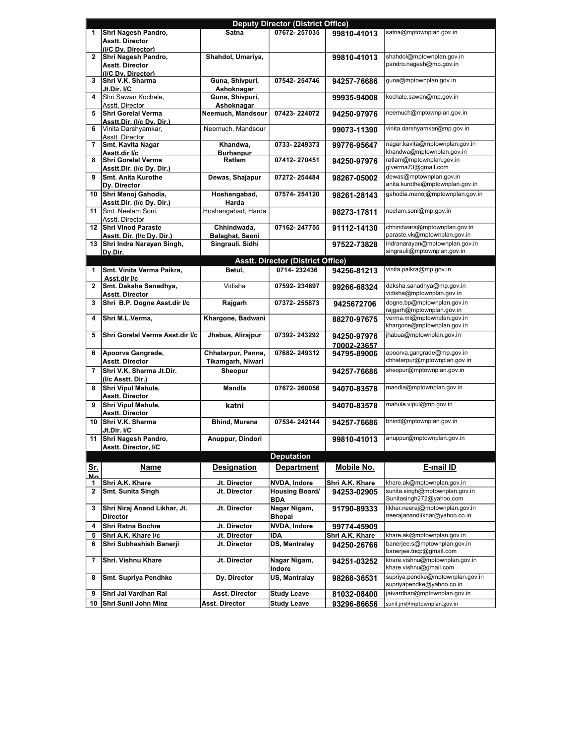## Deputy Director (District Office)

| | | | | | |
|---|---|---|---|---|---|
| 1 | **Shri Nagesh Pandro, Asstt. Director (I/C Dy. Director)** | **Satna** | **07672- 257035** | **99810-41013** | satna@mptownplan.gov.in |
| 2 | **Shri Nagesh Pandro, Asstt. Director (I/C Dy. Director)** | **Shahdol, Umariya,** | | **99810-41013** | shahdol@mptownplan.gov.in pandro.nagesh@mp.gov.in |
| 3 | **Shri V.K. Sharma Jt.Dir. I/C** | **Guna, Shivpuri, Ashoknagar** | **07542- 254746** | **94257-76686** | guna@mptownplan.gov.in |
| 4 | Shri Sawan Kochale, Asstt. Director | **Guna, Shivpuri, Ashoknagar** | | **99935-94008** | kochale.sawan@mp.gov.in |
| 5 | **Shri Gorelal Verma Asstt.Dir. (I/c Dy. Dir.)** | **Neemuch, Mandsour** | **07423- 224072** | **94250-97976** | neemuch@mptownplan.gov.in |
| 6 | Vinita Darshyamkar, Asstt. Director | Neemuch, Mandsour | | **99073-11390** | vinita.darshyamkar@mp.gov.in |
| 7 | **Smt. Kavita Nagar Asstt.dir I/c** | **Khandwa, Burhanpur** | **0733- 2249373** | **99776-95647** | nagar.kavita@mptownplan.gov.in khandwa@mptownplan.gov.in |
| 8 | **Shri Gorelal Verma Asstt.Dir. (I/c Dy. Dir.)** | **Ratlam** | **07412- 270451** | **94250-97976** | ratlam@mptownplan.gov.in glverma73@gmail.com |
| 9 | **Smt. Anita Kurothe Dy. Director** | **Dewas, Shajapur** | **07272- 254484** | **98267-05002** | dewas@mptownplan.gov.in anita.kurothe@mptownplan.gov.in |
| 10 | **Shri Manoj Gahodia, Asstt.Dir. (I/c Dy. Dir.)** | **Hoshangabad, Harda** | **07574- 254120** | **98261-28143** | gahodia.manoj@mptownplan.gov.in |
| 11 | Smt. Neelam Soni, Asstt. Director | Hoshangabad, Harda | | **98273-17811** | neelam.soni@mp.gov.in |
| 12 | **Shri Vinod Paraste Asstt. Dir. (I/c Dy. Dir.)** | **Chhindwada, Balaghat, Seoni** | **07162- 247755** | **91112-14130** | chhindwara@mptownplan.gov.in paraste.vk@mptownplan.gov.in |
| 13 | **Shri Indra Narayan Singh, Dy.Dir.** | **Singrauli. Sidhi** | | **97522-73828** | indranarayan@mptownplan.gov.in singrauli@mptownplan.gov.in |

## Asstt. Director (District Office)

| | | | | | |
|---|---|---|---|---|---|
| 1 | **Smt. Vinita Verma Paikra, Asst.dir I/c** | **Betul,** | **0714- 232436** | **94256-81213** | vinita.paikra@mp.gov.in |
| 2 | **Smt. Daksha Sanadhya, Asstt. Director** | Vidisha | **07592- 234697** | **99266-68324** | daksha.sanadhya@mp.gov.in vidisha@mptownplan.gov.in |
| 3 | **Shri B.P. Dogne Asst.dir I/c** | **Rajgarh** | **07372- 255873** | **9425672706** | dogne.bp@mptownplan.gov.in rajgarh@mptownplan.gov.in |
| 4 | **Shri M.L.Verma,** | **Khargone, Badwani** | | **88270-97675** | verma.ml@mptownplan.gov.in khargone@mptownplan.gov.in |
| 5 | **Shri Gorelal Verma Asst.dir I/c** | **Jhabua, Alirajpur** | **07392- 243292** | **94250-97976 70002-23657** | jhabua@mptownplan.gov.in |
| 6 | **Apoorva Gangrade, Asstt. Director** | **Chhatarpur, Panna, Tikamgarh, Niwari** | **07682- 249312** | **94795-89006** | apoorva.gangrade@mp.gov.in chhatarpur@mptownplan.gov.in |
| 7 | **Shri V.K. Sharma Jt.Dir. (I/c Asstt. Dir.)** | **Sheopur** | | **94257-76686** | sheopur@mptownplan.gov.in |
| 8 | **Shri Vipul Mahule, Asstt. Director** | **Mandla** | **07672- 260056** | **94070-83578** | mandla@mptownplan.gov.in |
| 9 | **Shri Vipul Mahule, Asstt. Director** | **katni** | | **94070-83578** | mahule.vipul@mp.gov.in |
| 10 | **Shri V.K. Sharma Jt.Dir. I/C** | **Bhind, Murena** | **07534- 242144** | **94257-76686** | bhind@mptownplan.gov.in |
| 11 | **Shri Nagesh Pandro, Asstt. Director, I/C** | **Anuppur, Dindori** | | **99810-41013** | anuppur@mptownplan.gov.in |

## Deputation

| Sr. No. | Name | Designation | Department | Mobile No. | E-mail ID |
|---|---|---|---|---|---|
| 1 | **Shri A.K. Khare** | **Jt. Director** | **NVDA, Indore** | **Shri A.K. Khare** | khare.ak@mptownplan.gov.in |
| 2 | **Smt. Sunita Singh** | **Jt. Director** | **Housing Board/ BDA** | **94253-02905** | sunita.singh@mptownplan.gov.in Sunitasingh272@yahoo.com |
| 3 | **Shri Niraj Anand Likhar, Jt. Director** | **Jt. Director** | **Nagar Nigam, Bhopal** | **91790-89333** | likhar.neeraj@mptownplan.gov.in neerajanandlikhar@yahoo.co.in |
| 4 | **Shri Ratna Bochre** | **Jt. Director** | **NVDA, Indore** | **99774-45909** | |
| 5 | **Shri A.K. Khare I/c** | **Jt. Director** | **IDA** | **Shri A.K. Khare** | khare.ak@mptownplan.gov.in |
| 6 | **Shri Subhashish Banerji** | **Jt. Director** | **DS, Mantralay** | **94250-26766** | banerjee.s@mptownplan.gov.in banerjee.tncp@gmail.com |
| 7 | **Shri. Vishnu Khare** | **Jt. Director** | **Nagar Nigam, Indore** | **94251-03252** | khare.vishnu@mptownplan.gov.in khare.vishnu@gmail.com |
| 8 | **Smt. Supriya Pendhke** | **Dy. Director** | **US, Mantralay** | **98268-36531** | supriya.pendke@mptownplan.gov.in supriyapendke@yahoo.co.in |
| 9 | **Shri Jai Vardhan Rai** | **Asst. Director** | **Study Leave** | **81032-08400** | jaivardhan@mptownplan.gov.in |
| 10 | **Shri Sunil John Minz** | **Asst. Director** | **Study Leave** | **93296-86656** | sunil.jm@mptownplan.gov.in |